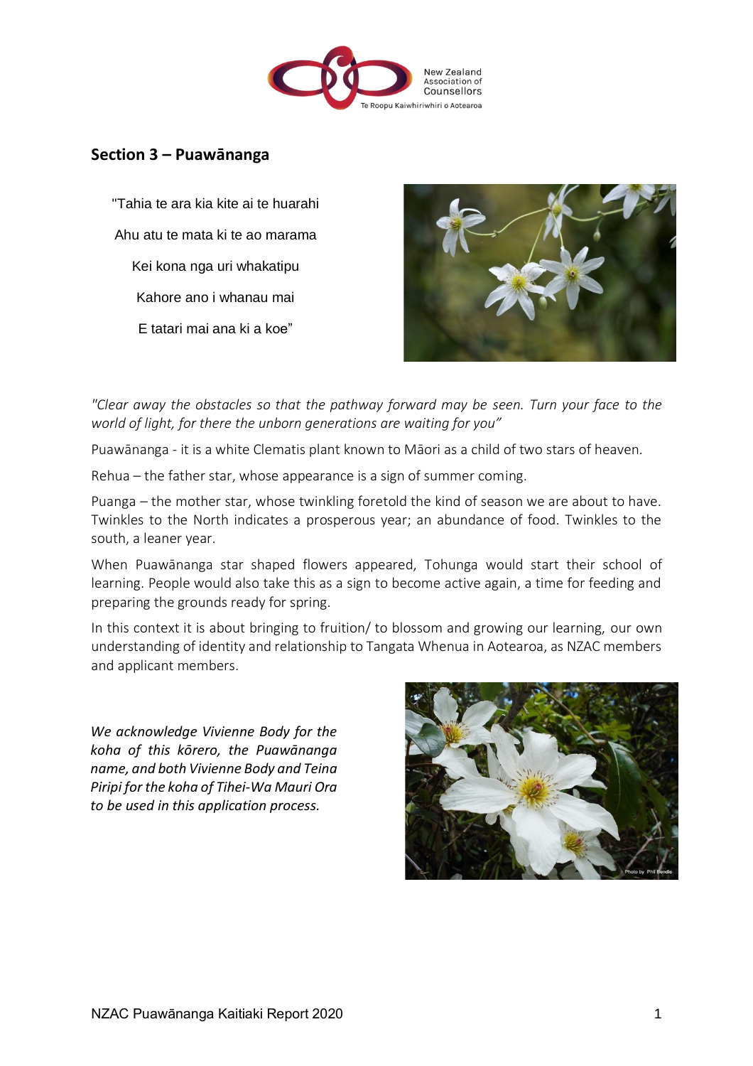New Zealand Association of Counsellors
Te Roopu Kaiwhiriwhiri o Aotearoa

## Section 3 – Puawānanga

"Tahia te ara kia kite ai te huarahi

Ahu atu te mata ki te ao marama

Kei kona nga uri whakatipu

Kahore ano i whanau mai

E tatari mai ana ki a koe"

*"Clear away the obstacles so that the pathway forward may be seen. Turn your face to the world of light, for there the unborn generations are waiting for you"*

Puawānanga - it is a white Clematis plant known to Māori as a child of two stars of heaven.

Rehua – the father star, whose appearance is a sign of summer coming.

Puanga – the mother star, whose twinkling foretold the kind of season we are about to have. Twinkles to the North indicates a prosperous year; an abundance of food. Twinkles to the south, a leaner year.

When Puawānanga star shaped flowers appeared, Tohunga would start their school of learning. People would also take this as a sign to become active again, a time for feeding and preparing the grounds ready for spring.

In this context it is about bringing to fruition/ to blossom and growing our learning, our own understanding of identity and relationship to Tangata Whenua in Aotearoa, as NZAC members and applicant members.

*We acknowledge Vivienne Body for the koha of this kōrero, the Puawānanga name, and both Vivienne Body and Teina Piripi for the koha of Tihei-Wa Mauri Ora to be used in this application process.*

Photo by Phil Bendle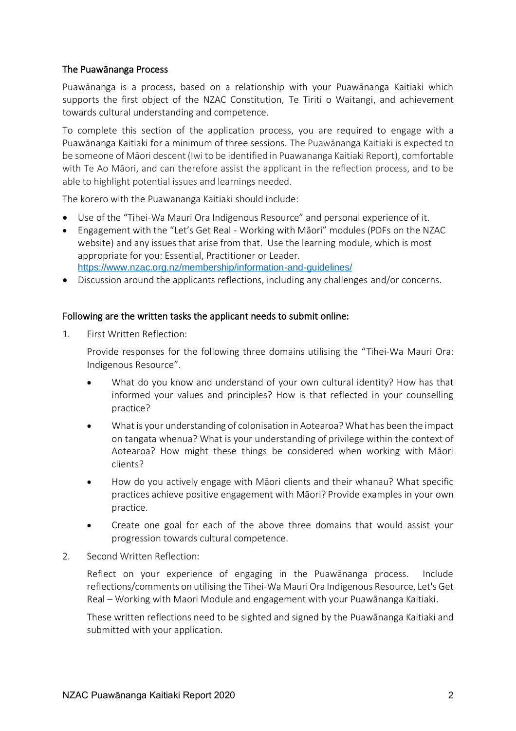## The Puawānanga Process

Puawānanga is a process, based on a relationship with your Puawānanga Kaitiaki which supports the first object of the NZAC Constitution, Te Tiriti o Waitangi, and achievement towards cultural understanding and competence.

To complete this section of the application process, you are required to engage with a Puawānanga Kaitiaki for a minimum of three sessions. The Puawānanga Kaitiaki is expected to be someone of Māori descent (Iwi to be identified in Puawananga Kaitiaki Report), comfortable with Te Ao Māori, and can therefore assist the applicant in the reflection process, and to be able to highlight potential issues and learnings needed.

The korero with the Puawananga Kaitiaki should include:

- Use of the "Tihei-Wa Mauri Ora Indigenous Resource" and personal experience of it.
- Engagement with the "Let's Get Real - Working with Māori" modules (PDFs on the NZAC website) and any issues that arise from that. Use the learning module, which is most appropriate for you: Essential, Practitioner or Leader.
  https://www.nzac.org.nz/membership/information-and-guidelines/
- Discussion around the applicants reflections, including any challenges and/or concerns.

## Following are the written tasks the applicant needs to submit online:

1. First Written Reflection:

   Provide responses for the following three domains utilising the "Tihei-Wa Mauri Ora: Indigenous Resource".

   - What do you know and understand of your own cultural identity? How has that informed your values and principles? How is that reflected in your counselling practice?
   - What is your understanding of colonisation in Aotearoa? What has been the impact on tangata whenua? What is your understanding of privilege within the context of Aotearoa? How might these things be considered when working with Māori clients?
   - How do you actively engage with Māori clients and their whanau? What specific practices achieve positive engagement with Māori? Provide examples in your own practice.
   - Create one goal for each of the above three domains that would assist your progression towards cultural competence.

2. Second Written Reflection:

   Reflect on your experience of engaging in the Puawānanga process. Include reflections/comments on utilising the Tihei-Wa Mauri Ora Indigenous Resource, Let's Get Real – Working with Maori Module and engagement with your Puawānanga Kaitiaki.

   These written reflections need to be sighted and signed by the Puawānanga Kaitiaki and submitted with your application.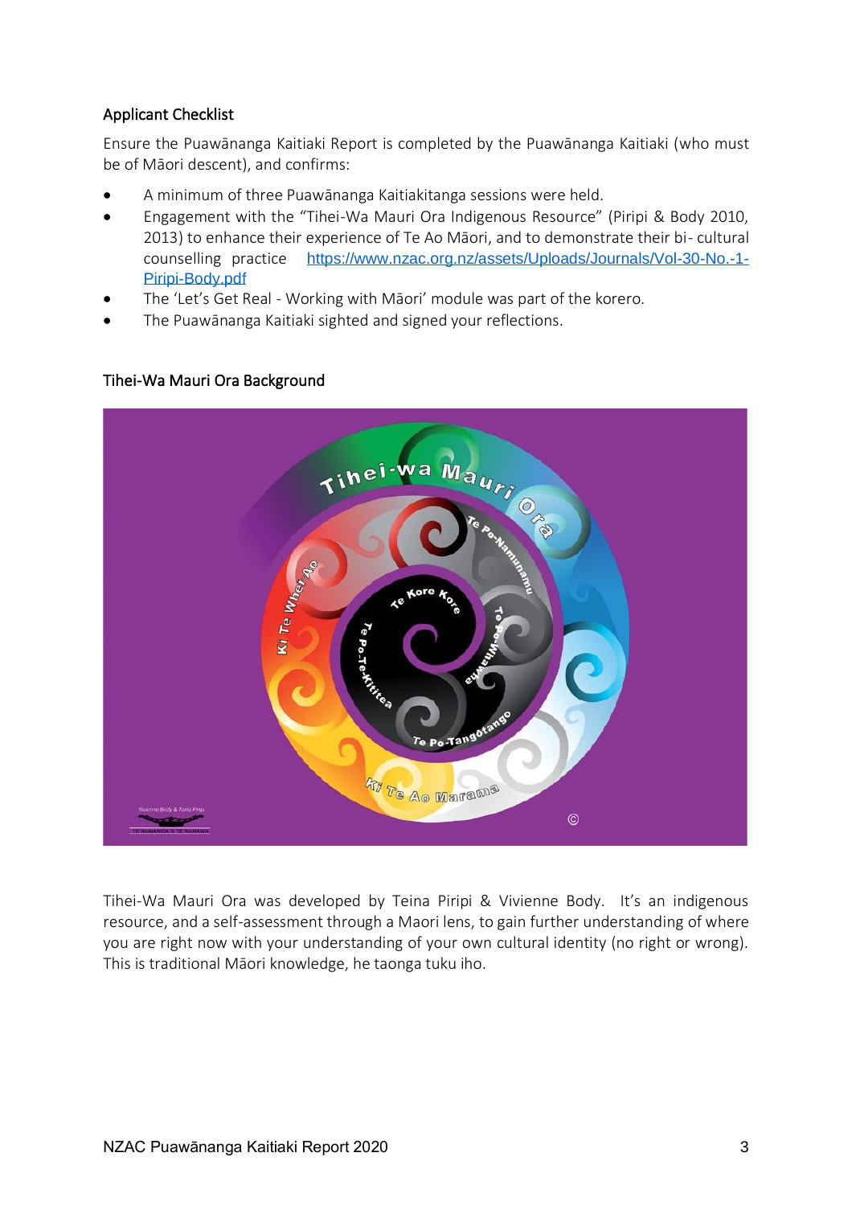## Applicant Checklist

Ensure the Puawānanga Kaitiaki Report is completed by the Puawānanga Kaitiaki (who must be of Māori descent), and confirms:

- A minimum of three Puawānanga Kaitiakitanga sessions were held.
- Engagement with the "Tihei-Wa Mauri Ora Indigenous Resource" (Piripi & Body 2010, 2013) to enhance their experience of Te Ao Māori, and to demonstrate their bi- cultural counselling practice https://www.nzac.org.nz/assets/Uploads/Journals/Vol-30-No.-1-Piripi-Body.pdf
- The 'Let's Get Real - Working with Māori' module was part of the korero.
- The Puawānanga Kaitiaki sighted and signed your reflections.

## Tihei-Wa Mauri Ora Background

Tihei-Wa Mauri Ora was developed by Teina Piripi & Vivienne Body. It's an indigenous resource, and a self-assessment through a Maori lens, to gain further understanding of where you are right now with your understanding of your own cultural identity (no right or wrong). This is traditional Māori knowledge, he taonga tuku iho.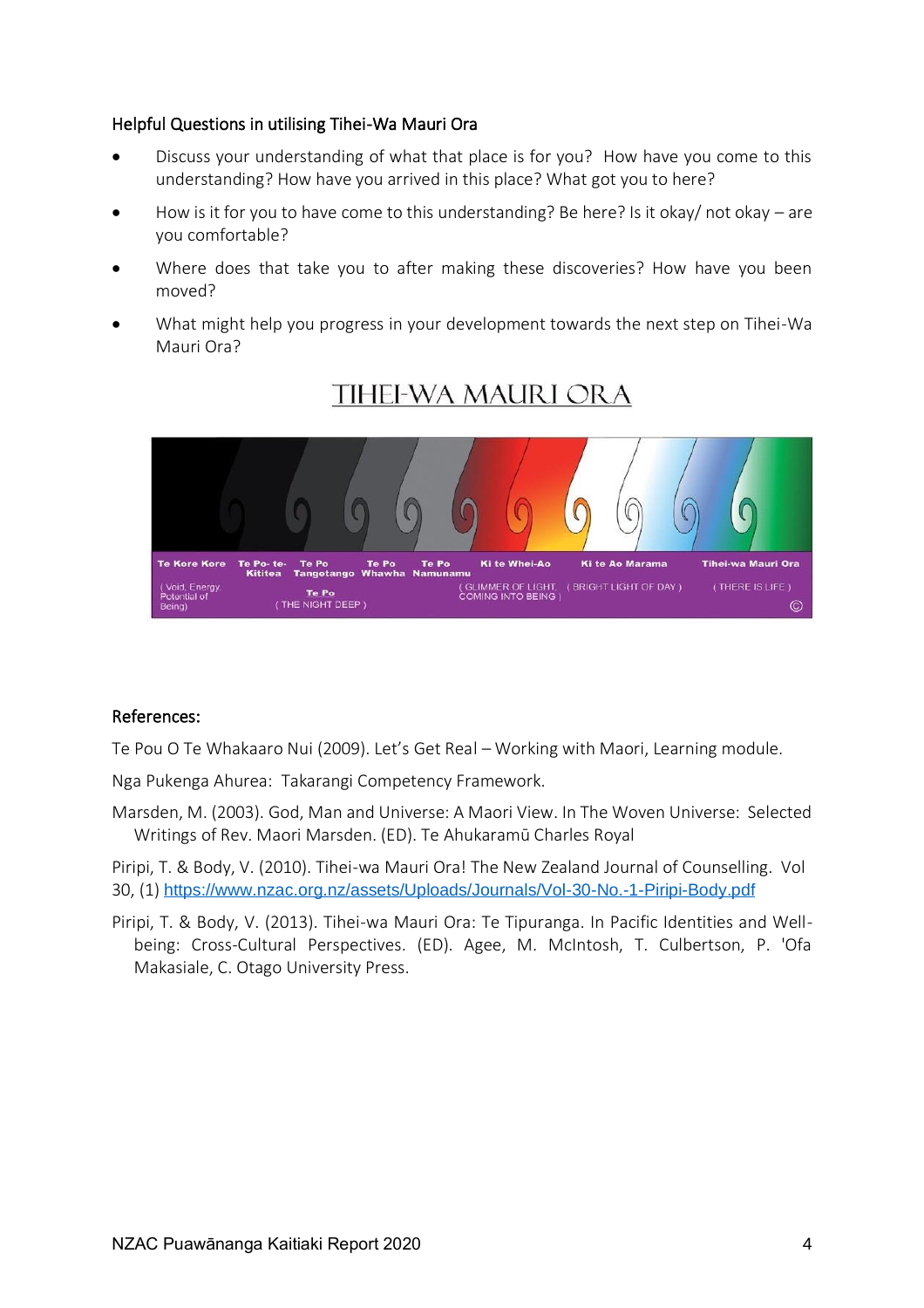### Helpful Questions in utilising Tihei-Wa Mauri Ora

- Discuss your understanding of what that place is for you? How have you come to this understanding? How have you arrived in this place? What got you to here?
- How is it for you to have come to this understanding? Be here? Is it okay/ not okay – are you comfortable?
- Where does that take you to after making these discoveries? How have you been moved?
- What might help you progress in your development towards the next step on Tihei-Wa Mauri Ora?

## TIHEI-WA MAURI ORA

Te Kore Kore ( Void, Energy, Potential of Being) | Te Po- te- Kititea | Te Po Tangotango | Te Po Whawha | Te Po Namunamu — Te Po ( THE NIGHT DEEP ) | Ki te Whei-Ao ( GLIMMER OF LIGHT COMING INTO BEING ) | Ki te Ao Marama ( BRIGHT LIGHT OF DAY ) | Tihei-wa Mauri Ora ( THERE IS LIFE ) ©

### References:

Te Pou O Te Whakaaro Nui (2009). Let's Get Real – Working with Maori, Learning module.

Nga Pukenga Ahurea: Takarangi Competency Framework.

Marsden, M. (2003). God, Man and Universe: A Maori View. In The Woven Universe: Selected Writings of Rev. Maori Marsden. (ED). Te Ahukaramū Charles Royal

Piripi, T. & Body, V. (2010). Tihei-wa Mauri Ora! The New Zealand Journal of Counselling. Vol 30, (1) https://www.nzac.org.nz/assets/Uploads/Journals/Vol-30-No.-1-Piripi-Body.pdf

Piripi, T. & Body, V. (2013). Tihei-wa Mauri Ora: Te Tipuranga. In Pacific Identities and Well-being: Cross-Cultural Perspectives. (ED). Agee, M. McIntosh, T. Culbertson, P. 'Ofa Makasiale, C. Otago University Press.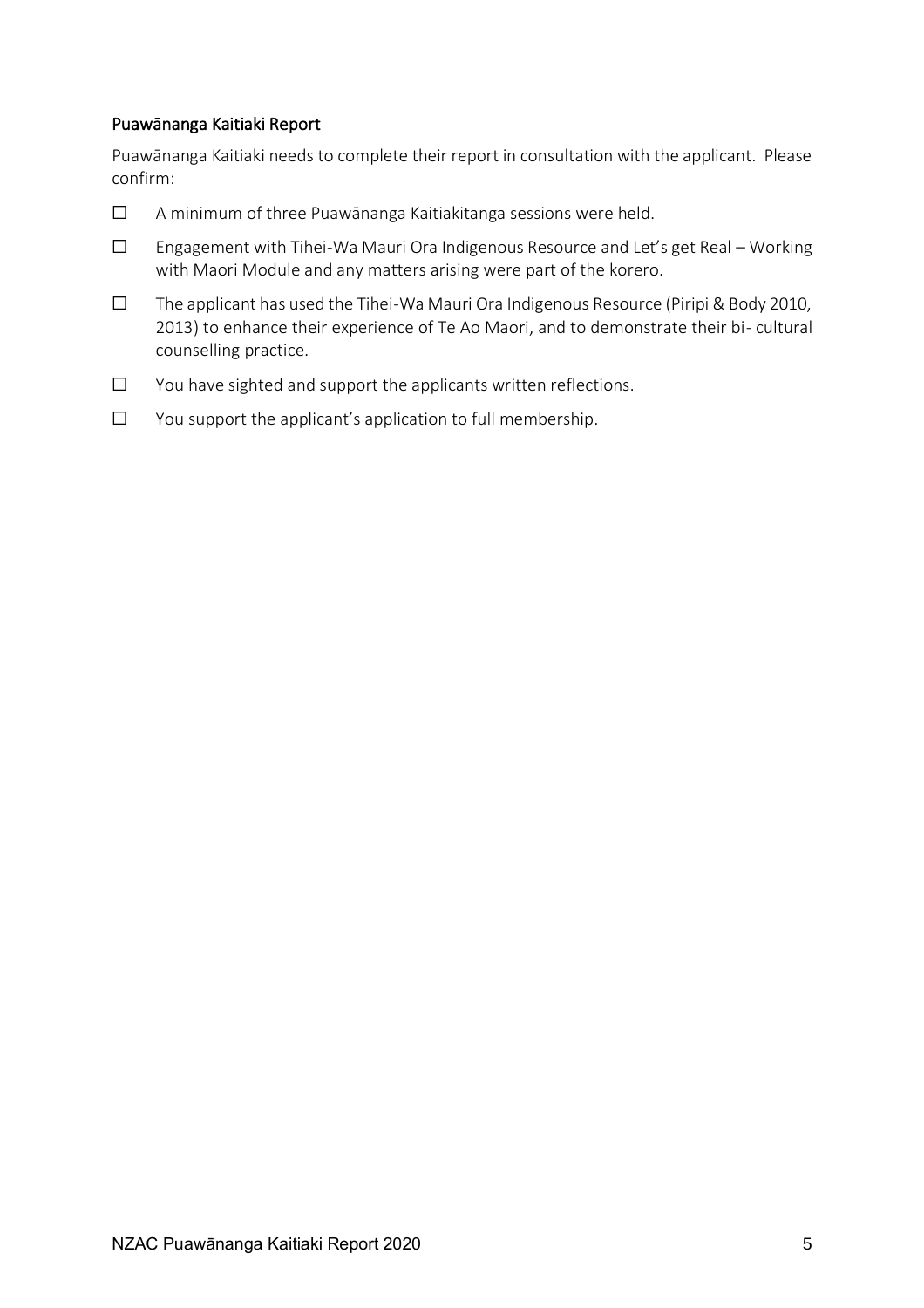### Puawānanga Kaitiaki Report

Puawānanga Kaitiaki needs to complete their report in consultation with the applicant. Please confirm:

- ☐ A minimum of three Puawānanga Kaitiakitanga sessions were held.
- ☐ Engagement with Tihei-Wa Mauri Ora Indigenous Resource and Let's get Real – Working with Maori Module and any matters arising were part of the korero.
- ☐ The applicant has used the Tihei-Wa Mauri Ora Indigenous Resource (Piripi & Body 2010, 2013) to enhance their experience of Te Ao Maori, and to demonstrate their bi- cultural counselling practice.
- ☐ You have sighted and support the applicants written reflections.
- ☐ You support the applicant's application to full membership.